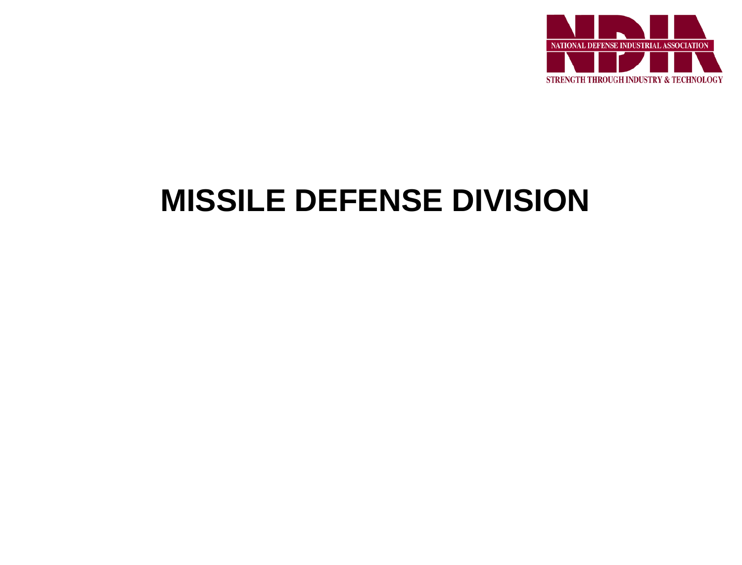NATIONAL DEFENSE INDUSTRIAL ASSOCIATION

STRENGTH THROUGH INDUSTRY & TECHNOLOGY

# MISSILE DEFENSE DIVISION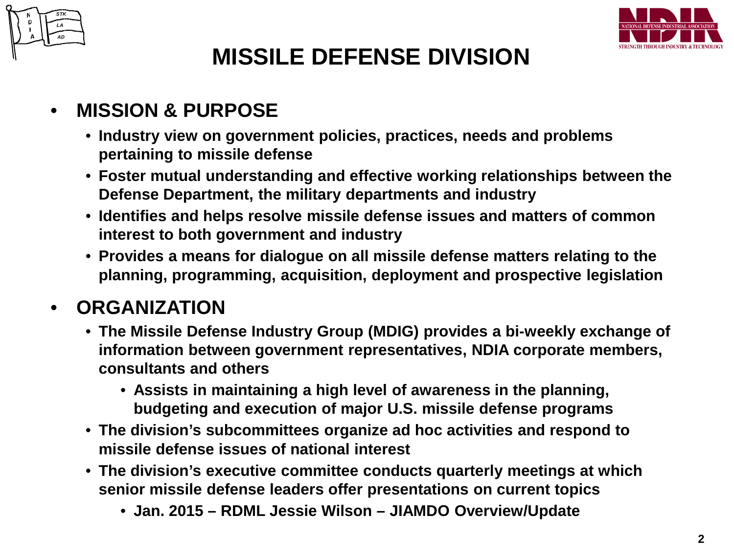# MISSILE DEFENSE DIVISION

- **MISSION & PURPOSE**
  - **Industry view on government policies, practices, needs and problems pertaining to missile defense**
  - **Foster mutual understanding and effective working relationships between the Defense Department, the military departments and industry**
  - **Identifies and helps resolve missile defense issues and matters of common interest to both government and industry**
  - **Provides a means for dialogue on all missile defense matters relating to the planning, programming, acquisition, deployment and prospective legislation**

- **ORGANIZATION**
  - **The Missile Defense Industry Group (MDIG) provides a bi-weekly exchange of information between government representatives, NDIA corporate members, consultants and others**
    - **Assists in maintaining a high level of awareness in the planning, budgeting and execution of major U.S. missile defense programs**
  - **The division's subcommittees organize ad hoc activities and respond to missile defense issues of national interest**
  - **The division's executive committee conducts quarterly meetings at which senior missile defense leaders offer presentations on current topics**
    - **Jan. 2015 – RDML Jessie Wilson – JIAMDO Overview/Update**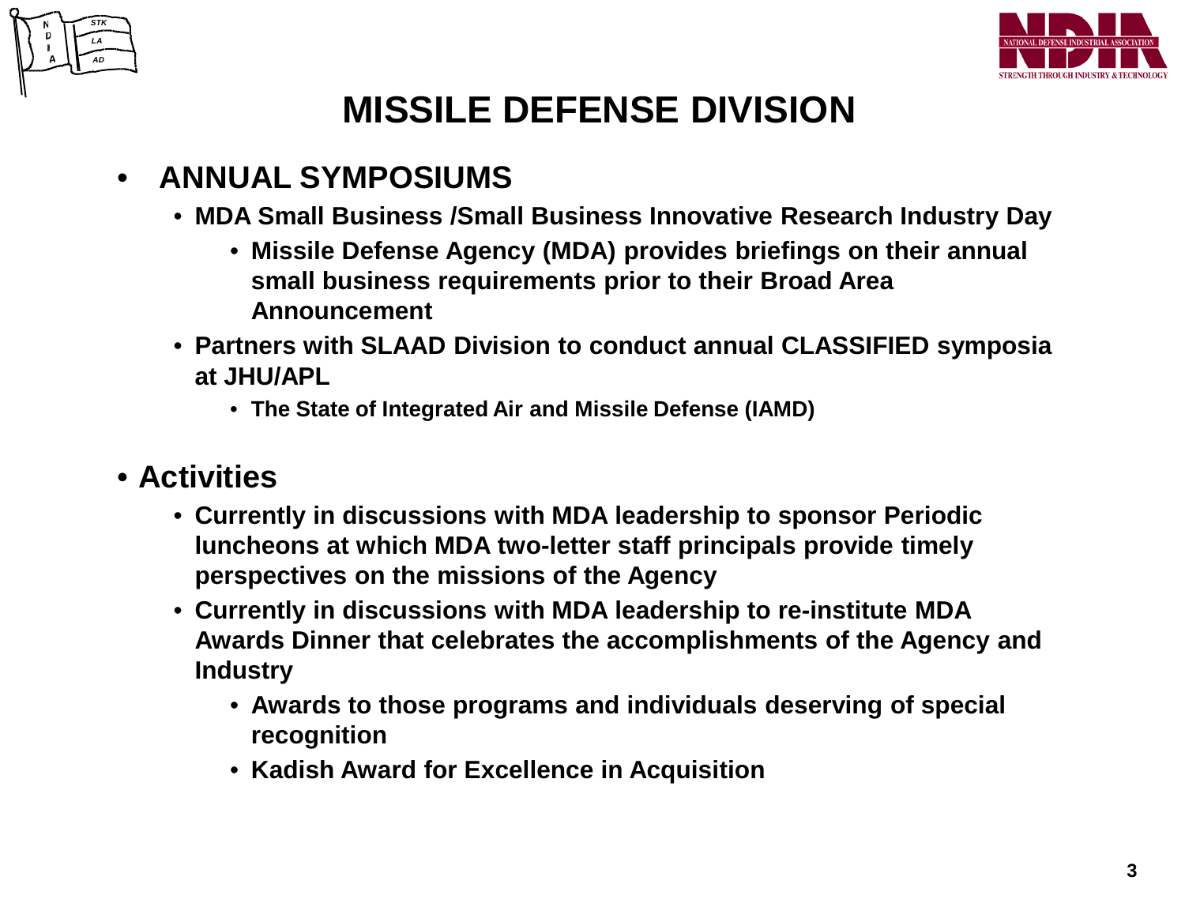# MISSILE DEFENSE DIVISION

- **ANNUAL SYMPOSIUMS**
  - **MDA Small Business /Small Business Innovative Research Industry Day**
    - **Missile Defense Agency (MDA) provides briefings on their annual small business requirements prior to their Broad Area Announcement**
  - **Partners with SLAAD Division to conduct annual CLASSIFIED symposia at JHU/APL**
    - **The State of Integrated Air and Missile Defense (IAMD)**

- **Activities**
  - **Currently in discussions with MDA leadership to sponsor Periodic luncheons at which MDA two-letter staff principals provide timely perspectives on the missions of the Agency**
  - **Currently in discussions with MDA leadership to re-institute MDA Awards Dinner that celebrates the accomplishments of the Agency and Industry**
    - **Awards to those programs and individuals deserving of special recognition**
    - **Kadish Award for Excellence in Acquisition**